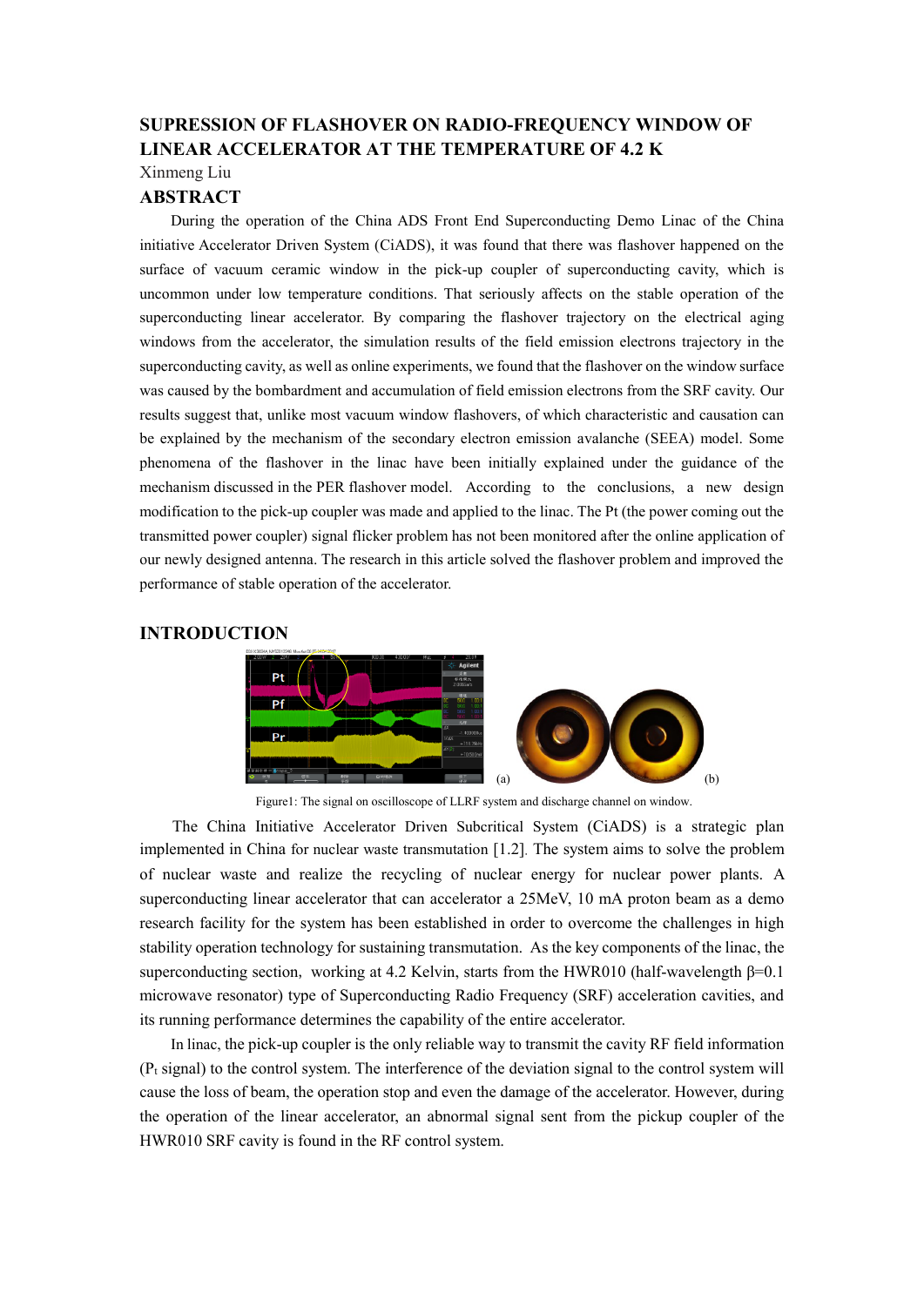# SUPRESSION OF FLASHOVER ON RADIO-FREQUENCY WINDOW OF LINEAR ACCELERATOR AT THE TEMPERATURE OF 4.2 K

Xinmeng Liu

## ABSTRACT

During the operation of the China ADS Front End Superconducting Demo Linac of the China initiative Accelerator Driven System (CiADS), it was found that there was flashover happened on the surface of vacuum ceramic window in the pick-up coupler of superconducting cavity, which is uncommon under low temperature conditions. That seriously affects on the stable operation of the superconducting linear accelerator. By comparing the flashover trajectory on the electrical aging windows from the accelerator, the simulation results of the field emission electrons trajectory in the superconducting cavity, as well as online experiments, we found that the flashover on the window surface was caused by the bombardment and accumulation of field emission electrons from the SRF cavity. Our results suggest that, unlike most vacuum window flashovers, of which characteristic and causation can be explained by the mechanism of the secondary electron emission avalanche (SEEA) model. Some phenomena of the flashover in the linac have been initially explained under the guidance of the mechanism discussed in the PER flashover model. According to the conclusions, a new design modification to the pick-up coupler was made and applied to the linac. The Pt (the power coming out the transmitted power coupler) signal flicker problem has not been monitored after the online application of our newly designed antenna. The research in this article solved the flashover problem and improved the performance of stable operation of the accelerator.

## INTRODUCTION

(a) (b)

Figure1: The signal on oscilloscope of LLRF system and discharge channel on window.

The China Initiative Accelerator Driven Subcritical System (CiADS) is a strategic plan implemented in China for nuclear waste transmutation [1.2]. The system aims to solve the problem of nuclear waste and realize the recycling of nuclear energy for nuclear power plants. A superconducting linear accelerator that can accelerator a 25MeV, 10 mA proton beam as a demo research facility for the system has been established in order to overcome the challenges in high stability operation technology for sustaining transmutation. As the key components of the linac, the superconducting section, working at 4.2 Kelvin, starts from the HWR010 (half-wavelength β=0.1 microwave resonator) type of Superconducting Radio Frequency (SRF) acceleration cavities, and its running performance determines the capability of the entire accelerator.

In linac, the pick-up coupler is the only reliable way to transmit the cavity RF field information ($P_t$ signal) to the control system. The interference of the deviation signal to the control system will cause the loss of beam, the operation stop and even the damage of the accelerator. However, during the operation of the linear accelerator, an abnormal signal sent from the pickup coupler of the HWR010 SRF cavity is found in the RF control system.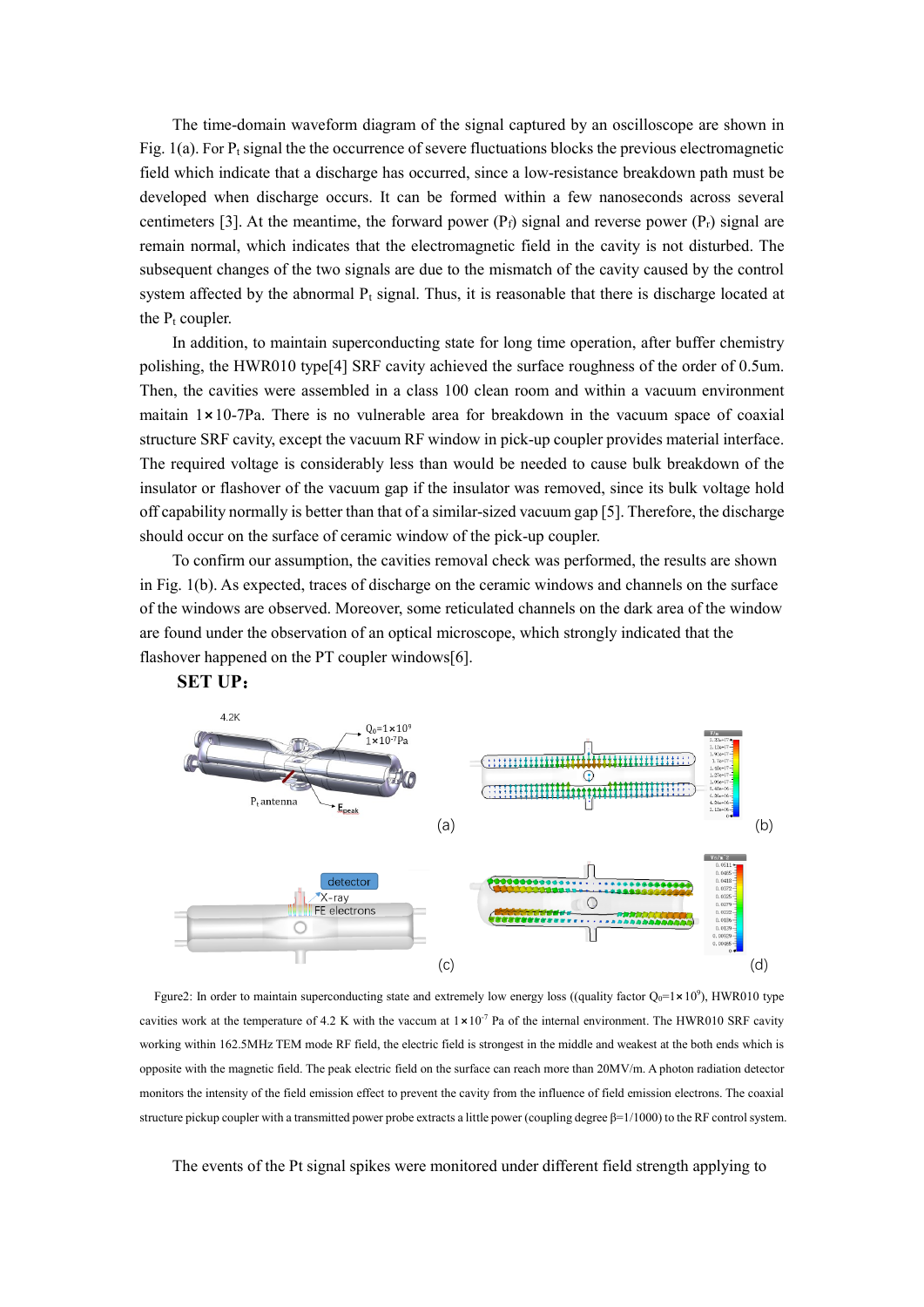The time-domain waveform diagram of the signal captured by an oscilloscope are shown in Fig. 1(a). For $P_t$ signal the the occurrence of severe fluctuations blocks the previous electromagnetic field which indicate that a discharge has occurred, since a low-resistance breakdown path must be developed when discharge occurs. It can be formed within a few nanoseconds across several centimeters [3]. At the meantime, the forward power ($P_f$) signal and reverse power ($P_r$) signal are remain normal, which indicates that the electromagnetic field in the cavity is not disturbed. The subsequent changes of the two signals are due to the mismatch of the cavity caused by the control system affected by the abnormal $P_t$ signal. Thus, it is reasonable that there is discharge located at the $P_t$ coupler.

In addition, to maintain superconducting state for long time operation, after buffer chemistry polishing, the HWR010 type[4] SRF cavity achieved the surface roughness of the order of 0.5um. Then, the cavities were assembled in a class 100 clean room and within a vacuum environment maitain 1×10-7Pa. There is no vulnerable area for breakdown in the vacuum space of coaxial structure SRF cavity, except the vacuum RF window in pick-up coupler provides material interface. The required voltage is considerably less than would be needed to cause bulk breakdown of the insulator or flashover of the vacuum gap if the insulator was removed, since its bulk voltage hold off capability normally is better than that of a similar-sized vacuum gap [5]. Therefore, the discharge should occur on the surface of ceramic window of the pick-up coupler.

To confirm our assumption, the cavities removal check was performed, the results are shown in Fig. 1(b). As expected, traces of discharge on the ceramic windows and channels on the surface of the windows are observed. Moreover, some reticulated channels on the dark area of the window are found under the observation of an optical microscope, which strongly indicated that the flashover happened on the PT coupler windows[6].

## SET UP:

Fgure2: In order to maintain superconducting state and extremely low energy loss ((quality factor $Q_0=1\times10^9$), HWR010 type cavities work at the temperature of 4.2 K with the vaccum at $1\times10^{-7}$ Pa of the internal environment. The HWR010 SRF cavity working within 162.5MHz TEM mode RF field, the electric field is strongest in the middle and weakest at the both ends which is opposite with the magnetic field. The peak electric field on the surface can reach more than 20MV/m. A photon radiation detector monitors the intensity of the field emission effect to prevent the cavity from the influence of field emission electrons. The coaxial structure pickup coupler with a transmitted power probe extracts a little power (coupling degree $\beta$=1/1000) to the RF control system.

The events of the Pt signal spikes were monitored under different field strength applying to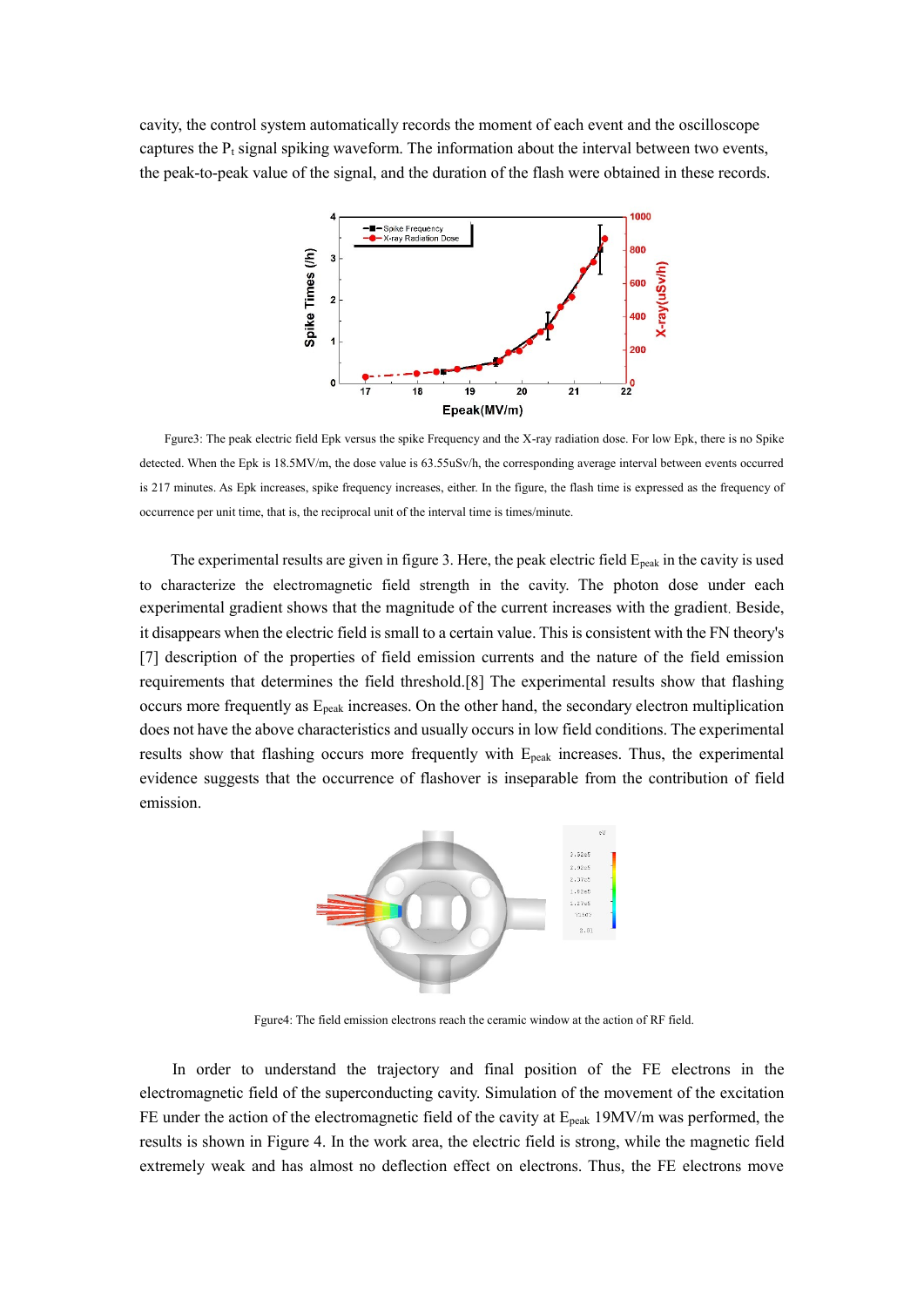cavity, the control system automatically records the moment of each event and the oscilloscope captures the $P_t$ signal spiking waveform. The information about the interval between two events, the peak-to-peak value of the signal, and the duration of the flash were obtained in these records.

Fgure3: The peak electric field Epk versus the spike Frequency and the X-ray radiation dose. For low Epk, there is no Spike detected. When the Epk is 18.5MV/m, the dose value is 63.55uSv/h, the corresponding average interval between events occurred is 217 minutes. As Epk increases, spike frequency increases, either. In the figure, the flash time is expressed as the frequency of occurrence per unit time, that is, the reciprocal unit of the interval time is times/minute.

The experimental results are given in figure 3. Here, the peak electric field $E_{peak}$ in the cavity is used to characterize the electromagnetic field strength in the cavity. The photon dose under each experimental gradient shows that the magnitude of the current increases with the gradient. Beside, it disappears when the electric field is small to a certain value. This is consistent with the FN theory's [7] description of the properties of field emission currents and the nature of the field emission requirements that determines the field threshold.[8] The experimental results show that flashing occurs more frequently as $E_{peak}$ increases. On the other hand, the secondary electron multiplication does not have the above characteristics and usually occurs in low field conditions. The experimental results show that flashing occurs more frequently with $E_{peak}$ increases. Thus, the experimental evidence suggests that the occurrence of flashover is inseparable from the contribution of field emission.

Fgure4: The field emission electrons reach the ceramic window at the action of RF field.

In order to understand the trajectory and final position of the FE electrons in the electromagnetic field of the superconducting cavity. Simulation of the movement of the excitation FE under the action of the electromagnetic field of the cavity at $E_{peak}$ 19MV/m was performed, the results is shown in Figure 4. In the work area, the electric field is strong, while the magnetic field extremely weak and has almost no deflection effect on electrons. Thus, the FE electrons move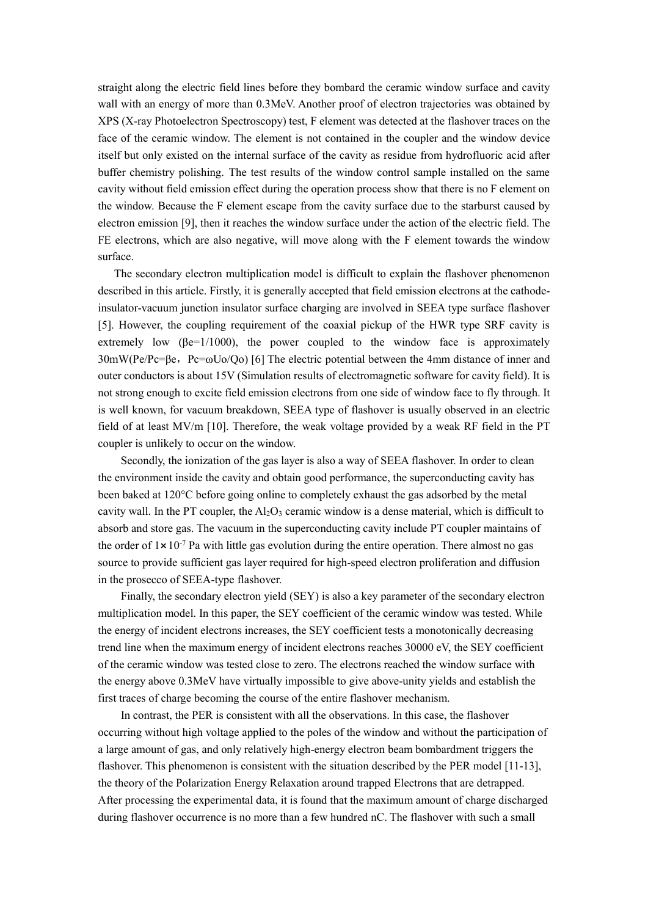straight along the electric field lines before they bombard the ceramic window surface and cavity wall with an energy of more than 0.3MeV. Another proof of electron trajectories was obtained by XPS (X-ray Photoelectron Spectroscopy) test, F element was detected at the flashover traces on the face of the ceramic window. The element is not contained in the coupler and the window device itself but only existed on the internal surface of the cavity as residue from hydrofluoric acid after buffer chemistry polishing. The test results of the window control sample installed on the same cavity without field emission effect during the operation process show that there is no F element on the window. Because the F element escape from the cavity surface due to the starburst caused by electron emission [9], then it reaches the window surface under the action of the electric field. The FE electrons, which are also negative, will move along with the F element towards the window surface.

The secondary electron multiplication model is difficult to explain the flashover phenomenon described in this article. Firstly, it is generally accepted that field emission electrons at the cathode-insulator-vacuum junction insulator surface charging are involved in SEEA type surface flashover [5]. However, the coupling requirement of the coaxial pickup of the HWR type SRF cavity is extremely low ($\beta e$=1/1000), the power coupled to the window face is approximately 30mW($Pe/Pc=\beta e$，$Pc=\omega Uo/Qo$) [6] The electric potential between the 4mm distance of inner and outer conductors is about 15V (Simulation results of electromagnetic software for cavity field). It is not strong enough to excite field emission electrons from one side of window face to fly through. It is well known, for vacuum breakdown, SEEA type of flashover is usually observed in an electric field of at least MV/m [10]. Therefore, the weak voltage provided by a weak RF field in the PT coupler is unlikely to occur on the window.

Secondly, the ionization of the gas layer is also a way of SEEA flashover. In order to clean the environment inside the cavity and obtain good performance, the superconducting cavity has been baked at 120°C before going online to completely exhaust the gas adsorbed by the metal cavity wall. In the PT coupler, the $Al_2O_3$ ceramic window is a dense material, which is difficult to absorb and store gas. The vacuum in the superconducting cavity include PT coupler maintains of the order of $1\times10^{-7}$ Pa with little gas evolution during the entire operation. There almost no gas source to provide sufficient gas layer required for high-speed electron proliferation and diffusion in the prosecco of SEEA-type flashover.

Finally, the secondary electron yield (SEY) is also a key parameter of the secondary electron multiplication model. In this paper, the SEY coefficient of the ceramic window was tested. While the energy of incident electrons increases, the SEY coefficient tests a monotonically decreasing trend line when the maximum energy of incident electrons reaches 30000 eV, the SEY coefficient of the ceramic window was tested close to zero. The electrons reached the window surface with the energy above 0.3MeV have virtually impossible to give above-unity yields and establish the first traces of charge becoming the course of the entire flashover mechanism.

In contrast, the PER is consistent with all the observations. In this case, the flashover occurring without high voltage applied to the poles of the window and without the participation of a large amount of gas, and only relatively high-energy electron beam bombardment triggers the flashover. This phenomenon is consistent with the situation described by the PER model [11-13], the theory of the Polarization Energy Relaxation around trapped Electrons that are detrapped. After processing the experimental data, it is found that the maximum amount of charge discharged during flashover occurrence is no more than a few hundred nC. The flashover with such a small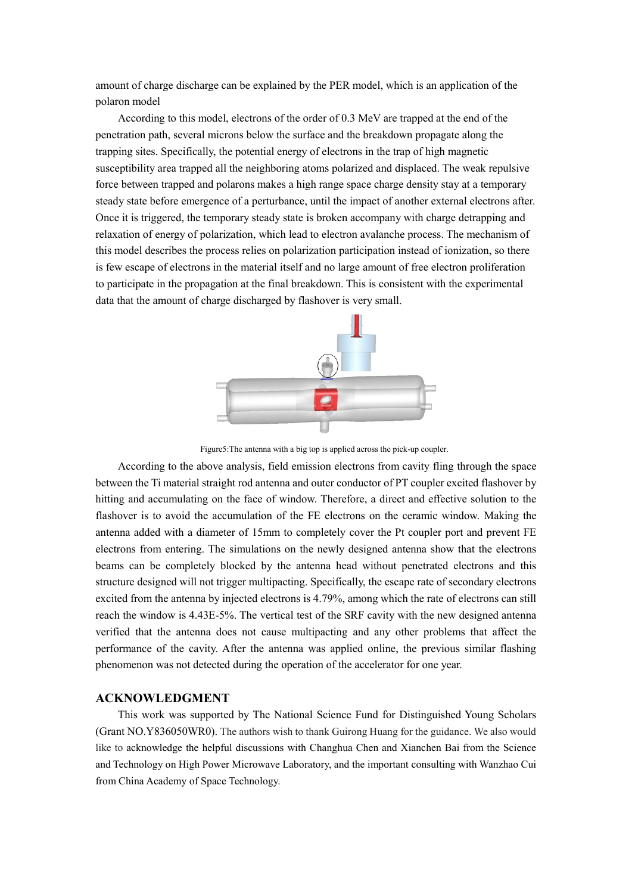amount of charge discharge can be explained by the PER model, which is an application of the polaron model

According to this model, electrons of the order of 0.3 MeV are trapped at the end of the penetration path, several microns below the surface and the breakdown propagate along the trapping sites. Specifically, the potential energy of electrons in the trap of high magnetic susceptibility area trapped all the neighboring atoms polarized and displaced. The weak repulsive force between trapped and polarons makes a high range space charge density stay at a temporary steady state before emergence of a perturbance, until the impact of another external electrons after. Once it is triggered, the temporary steady state is broken accompany with charge detrapping and relaxation of energy of polarization, which lead to electron avalanche process. The mechanism of this model describes the process relies on polarization participation instead of ionization, so there is few escape of electrons in the material itself and no large amount of free electron proliferation to participate in the propagation at the final breakdown. This is consistent with the experimental data that the amount of charge discharged by flashover is very small.

Figure5:The antenna with a big top is applied across the pick-up coupler.

According to the above analysis, field emission electrons from cavity fling through the space between the Ti material straight rod antenna and outer conductor of PT coupler excited flashover by hitting and accumulating on the face of window. Therefore, a direct and effective solution to the flashover is to avoid the accumulation of the FE electrons on the ceramic window. Making the antenna added with a diameter of 15mm to completely cover the Pt coupler port and prevent FE electrons from entering. The simulations on the newly designed antenna show that the electrons beams can be completely blocked by the antenna head without penetrated electrons and this structure designed will not trigger multipacting. Specifically, the escape rate of secondary electrons excited from the antenna by injected electrons is 4.79%, among which the rate of electrons can still reach the window is 4.43E-5%. The vertical test of the SRF cavity with the new designed antenna verified that the antenna does not cause multipacting and any other problems that affect the performance of the cavity. After the antenna was applied online, the previous similar flashing phenomenon was not detected during the operation of the accelerator for one year.

## ACKNOWLEDGMENT

This work was supported by The National Science Fund for Distinguished Young Scholars (Grant NO.Y836050WR0). The authors wish to thank Guirong Huang for the guidance. We also would like to acknowledge the helpful discussions with Changhua Chen and Xianchen Bai from the Science and Technology on High Power Microwave Laboratory, and the important consulting with Wanzhao Cui from China Academy of Space Technology.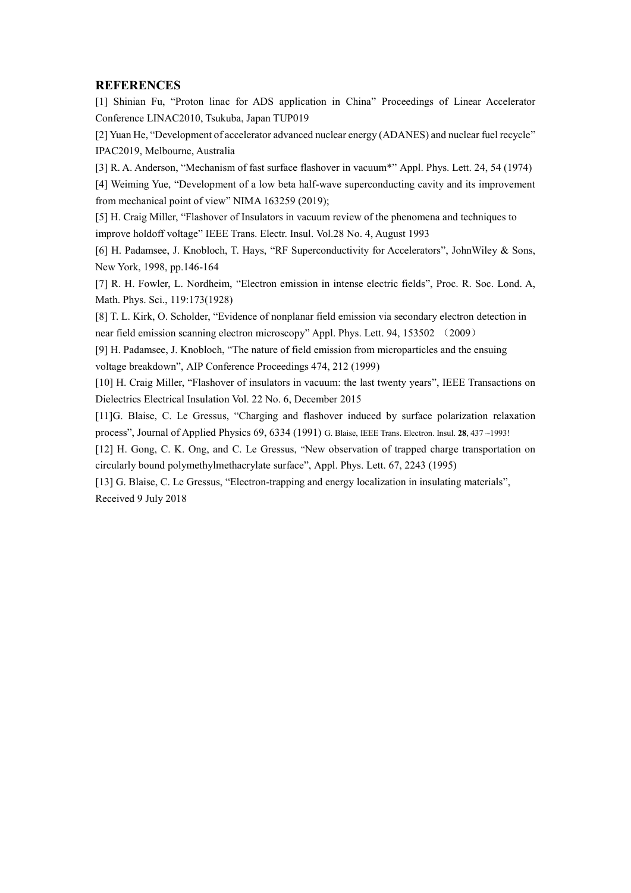## REFERENCES

[1] Shinian Fu, "Proton linac for ADS application in China" Proceedings of Linear Accelerator Conference LINAC2010, Tsukuba, Japan TUP019

[2] Yuan He, "Development of accelerator advanced nuclear energy (ADANES) and nuclear fuel recycle" IPAC2019, Melbourne, Australia

[3] R. A. Anderson, "Mechanism of fast surface flashover in vacuum*" Appl. Phys. Lett. 24, 54 (1974)

[4] Weiming Yue, "Development of a low beta half-wave superconducting cavity and its improvement from mechanical point of view" NIMA 163259 (2019);

[5] H. Craig Miller, "Flashover of Insulators in vacuum review of the phenomena and techniques to improve holdoff voltage" IEEE Trans. Electr. Insul. Vol.28 No. 4, August 1993

[6] H. Padamsee, J. Knobloch, T. Hays, "RF Superconductivity for Accelerators", JohnWiley & Sons, New York, 1998, pp.146-164

[7] R. H. Fowler, L. Nordheim, "Electron emission in intense electric fields", Proc. R. Soc. Lond. A, Math. Phys. Sci., 119:173(1928)

[8] T. L. Kirk, O. Scholder, "Evidence of nonplanar field emission via secondary electron detection in near field emission scanning electron microscopy" Appl. Phys. Lett. 94, 153502 （2009）

[9] H. Padamsee, J. Knobloch, "The nature of field emission from microparticles and the ensuing voltage breakdown", AIP Conference Proceedings 474, 212 (1999)

[10] H. Craig Miller, "Flashover of insulators in vacuum: the last twenty years", IEEE Transactions on Dielectrics Electrical Insulation Vol. 22 No. 6, December 2015

[11]G. Blaise, C. Le Gressus, "Charging and flashover induced by surface polarization relaxation process", Journal of Applied Physics 69, 6334 (1991) G. Blaise, IEEE Trans. Electron. Insul. **28**, 437 ~1993!

[12] H. Gong, C. K. Ong, and C. Le Gressus, "New observation of trapped charge transportation on circularly bound polymethylmethacrylate surface", Appl. Phys. Lett. 67, 2243 (1995)

[13] G. Blaise, C. Le Gressus, "Electron-trapping and energy localization in insulating materials", Received 9 July 2018